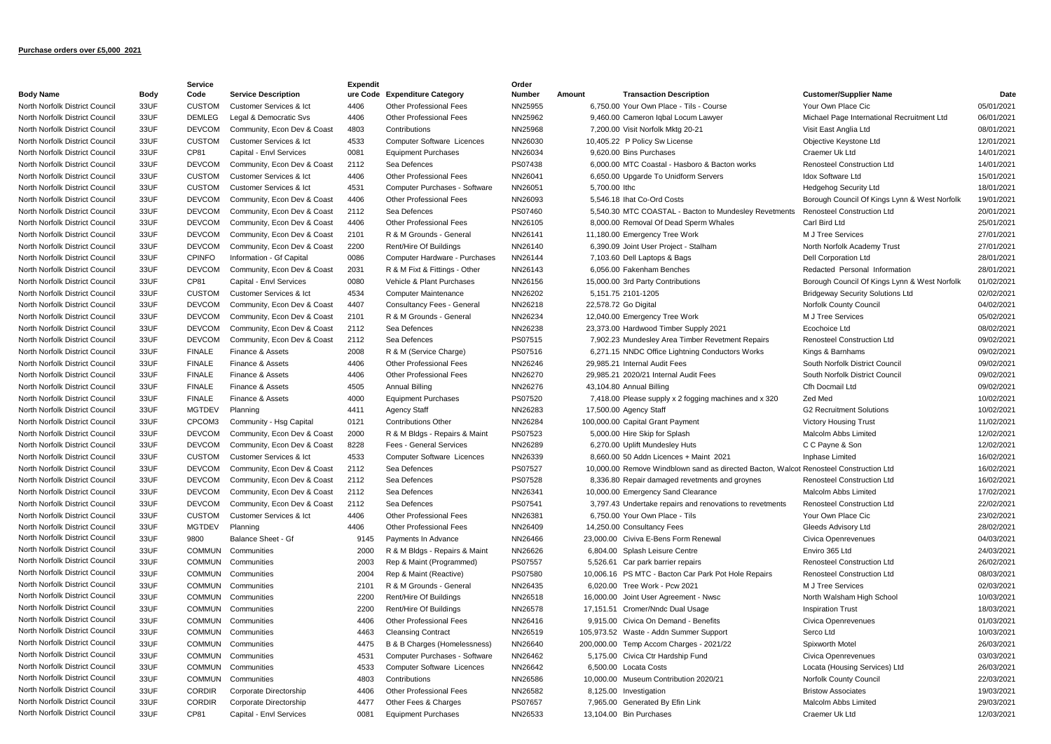**Purchase orders over £5,000 2021**

| Body Name | Body | Service Code | Service Description | Expenditure Code | Expenditure Category | Order Number | Amount | Transaction Description | Customer/Supplier Name | Date |
|---|---|---|---|---|---|---|---|---|---|---|
| North Norfolk District Council | 33UF | CUSTOM | Customer Services & Ict | 4406 | Other Professional Fees | NN25955 | 6,750.00 | Your Own Place - Tils - Course | Your Own Place Cic | 05/01/2021 |
| North Norfolk District Council | 33UF | DEMLEG | Legal & Democratic Svs | 4406 | Other Professional Fees | NN25962 | 9,460.00 | Cameron Iqbal Locum Lawyer | Michael Page International Recruitment Ltd | 06/01/2021 |
| North Norfolk District Council | 33UF | DEVCOM | Community, Econ Dev & Coast | 4803 | Contributions | NN25968 | 7,200.00 | Visit Norfolk Mktg 20-21 | Visit East Anglia Ltd | 08/01/2021 |
| North Norfolk District Council | 33UF | CUSTOM | Customer Services & Ict | 4533 | Computer Software Licences | NN26030 | 10,405.22 | P Policy Sw License | Objective Keystone Ltd | 12/01/2021 |
| North Norfolk District Council | 33UF | CP81 | Capital - Envl Services | 0081 | Equipment Purchases | NN26034 | 9,620.00 | Bins Purchases | Craemer Uk Ltd | 14/01/2021 |
| North Norfolk District Council | 33UF | DEVCOM | Community, Econ Dev & Coast | 2112 | Sea Defences | PS07438 | 6,000.00 | MTC Coastal - Hasboro & Bacton works | Renosteel Construction Ltd | 14/01/2021 |
| North Norfolk District Council | 33UF | CUSTOM | Customer Services & Ict | 4406 | Other Professional Fees | NN26041 | 6,650.00 | Upgarde To Unidform Servers | Idox Software Ltd | 15/01/2021 |
| North Norfolk District Council | 33UF | CUSTOM | Customer Services & Ict | 4531 | Computer Purchases - Software | NN26051 | 5,700.00 | Ithc | Hedgehog Security Ltd | 18/01/2021 |
| North Norfolk District Council | 33UF | DEVCOM | Community, Econ Dev & Coast | 4406 | Other Professional Fees | NN26093 | 5,546.18 | Ihat Co-Ord Costs | Borough Council Of Kings Lynn & West Norfolk | 19/01/2021 |
| North Norfolk District Council | 33UF | DEVCOM | Community, Econ Dev & Coast | 2112 | Sea Defences | PS07460 | 5,540.30 | MTC COASTAL - Bacton to Mundesley Revetments | Renosteel Construction Ltd | 20/01/2021 |
| North Norfolk District Council | 33UF | DEVCOM | Community, Econ Dev & Coast | 4406 | Other Professional Fees | NN26105 | 8,000.00 | Removal Of Dead Sperm Whales | Carl Bird Ltd | 25/01/2021 |
| North Norfolk District Council | 33UF | DEVCOM | Community, Econ Dev & Coast | 2101 | R & M Grounds - General | NN26141 | 11,180.00 | Emergency Tree Work | M J Tree Services | 27/01/2021 |
| North Norfolk District Council | 33UF | DEVCOM | Community, Econ Dev & Coast | 2200 | Rent/Hire Of Buildings | NN26140 | 6,390.09 | Joint User Project - Stalham | North Norfolk Academy Trust | 27/01/2021 |
| North Norfolk District Council | 33UF | CPINFO | Information - Gf Capital | 0086 | Computer Hardware - Purchases | NN26144 | 7,103.60 | Dell Laptops & Bags | Dell Corporation Ltd | 28/01/2021 |
| North Norfolk District Council | 33UF | DEVCOM | Community, Econ Dev & Coast | 2031 | R & M Fixt & Fittings - Other | NN26143 | 6,056.00 | Fakenham Benches | Redacted Personal Information | 28/01/2021 |
| North Norfolk District Council | 33UF | CP81 | Capital - Envl Services | 0080 | Vehicle & Plant Purchases | NN26156 | 15,000.00 | 3rd Party Contributions | Borough Council Of Kings Lynn & West Norfolk | 01/02/2021 |
| North Norfolk District Council | 33UF | CUSTOM | Customer Services & Ict | 4534 | Computer Maintenance | NN26202 | 5,151.75 | 2101-1205 | Bridgeway Security Solutions Ltd | 02/02/2021 |
| North Norfolk District Council | 33UF | DEVCOM | Community, Econ Dev & Coast | 4407 | Consultancy Fees - General | NN26218 | 22,578.72 | Go Digital | Norfolk County Council | 04/02/2021 |
| North Norfolk District Council | 33UF | DEVCOM | Community, Econ Dev & Coast | 2101 | R & M Grounds - General | NN26234 | 12,040.00 | Emergency Tree Work | M J Tree Services | 05/02/2021 |
| North Norfolk District Council | 33UF | DEVCOM | Community, Econ Dev & Coast | 2112 | Sea Defences | NN26238 | 23,373.00 | Hardwood Timber Supply 2021 | Ecochoice Ltd | 08/02/2021 |
| North Norfolk District Council | 33UF | DEVCOM | Community, Econ Dev & Coast | 2112 | Sea Defences | PS07515 | 7,902.23 | Mundesley Area Timber Revetment Repairs | Renosteel Construction Ltd | 09/02/2021 |
| North Norfolk District Council | 33UF | FINALE | Finance & Assets | 2008 | R & M (Service Charge) | PS07516 | 6,271.15 | NNDC Office Lightning Conductors Works | Kings & Barnhams | 09/02/2021 |
| North Norfolk District Council | 33UF | FINALE | Finance & Assets | 4406 | Other Professional Fees | NN26246 | 29,985.21 | Internal Audit Fees | South Norfolk District Council | 09/02/2021 |
| North Norfolk District Council | 33UF | FINALE | Finance & Assets | 4406 | Other Professional Fees | NN26270 | 29,985.21 | 2020/21 Internal Audit Fees | South Norfolk District Council | 09/02/2021 |
| North Norfolk District Council | 33UF | FINALE | Finance & Assets | 4505 | Annual Billing | NN26276 | 43,104.80 | Annual Billing | Cfh Docmail Ltd | 09/02/2021 |
| North Norfolk District Council | 33UF | FINALE | Finance & Assets | 4000 | Equipment Purchases | PS07520 | 7,418.00 | Please supply x 2 fogging machines and x 320 | Zed Med | 10/02/2021 |
| North Norfolk District Council | 33UF | MGTDEV | Planning | 4411 | Agency Staff | NN26283 | 17,500.00 | Agency Staff | G2 Recruitment Solutions | 10/02/2021 |
| North Norfolk District Council | 33UF | CPCOM3 | Community - Hsg Capital | 0121 | Contributions Other | NN26284 | 100,000.00 | Capital Grant Payment | Victory Housing Trust | 11/02/2021 |
| North Norfolk District Council | 33UF | DEVCOM | Community, Econ Dev & Coast | 2000 | R & M Bldgs - Repairs & Maint | PS07523 | 5,000.00 | Hire Skip for Splash | Malcolm Abbs Limited | 12/02/2021 |
| North Norfolk District Council | 33UF | DEVCOM | Community, Econ Dev & Coast | 8228 | Fees - General Services | NN26289 | 6,270.00 | Uplift Mundesley Huts | C C Payne & Son | 12/02/2021 |
| North Norfolk District Council | 33UF | CUSTOM | Customer Services & Ict | 4533 | Computer Software Licences | NN26339 | 8,660.00 | 50 Addn Licences + Maint 2021 | Inphase Limited | 16/02/2021 |
| North Norfolk District Council | 33UF | DEVCOM | Community, Econ Dev & Coast | 2112 | Sea Defences | PS07527 | 10,000.00 | Remove Windblown sand as directed Bacton, Walcot | Renosteel Construction Ltd | 16/02/2021 |
| North Norfolk District Council | 33UF | DEVCOM | Community, Econ Dev & Coast | 2112 | Sea Defences | PS07528 | 8,336.80 | Repair damaged revetments and groynes | Renosteel Construction Ltd | 16/02/2021 |
| North Norfolk District Council | 33UF | DEVCOM | Community, Econ Dev & Coast | 2112 | Sea Defences | NN26341 | 10,000.00 | Emergency Sand Clearance | Malcolm Abbs Limited | 17/02/2021 |
| North Norfolk District Council | 33UF | DEVCOM | Community, Econ Dev & Coast | 2112 | Sea Defences | PS07541 | 3,797.43 | Undertake repairs and renovations to revetments | Renosteel Construction Ltd | 22/02/2021 |
| North Norfolk District Council | 33UF | CUSTOM | Customer Services & Ict | 4406 | Other Professional Fees | NN26381 | 6,750.00 | Your Own Place - Tils | Your Own Place Cic | 23/02/2021 |
| North Norfolk District Council | 33UF | MGTDEV | Planning | 4406 | Other Professional Fees | NN26409 | 14,250.00 | Consultancy Fees | Gleeds Advisory Ltd | 28/02/2021 |
| North Norfolk District Council | 33UF | 9800 | Balance Sheet - Gf | 9145 | Payments In Advance | NN26466 | 23,000.00 | Civiva E-Bens Form Renewal | Civica Openrevenues | 04/03/2021 |
| North Norfolk District Council | 33UF | COMMUN | Communities | 2000 | R & M Bldgs - Repairs & Maint | NN26626 | 6,804.00 | Splash Leisure Centre | Enviro 365 Ltd | 24/03/2021 |
| North Norfolk District Council | 33UF | COMMUN | Communities | 2003 | Rep & Maint (Programmed) | PS07557 | 5,526.61 | Car park barrier repairs | Renosteel Construction Ltd | 26/02/2021 |
| North Norfolk District Council | 33UF | COMMUN | Communities | 2004 | Rep & Maint (Reactive) | PS07580 | 10,006.16 | PS MTC - Bacton Car Park Pot Hole Repairs | Renosteel Construction Ltd | 08/03/2021 |
| North Norfolk District Council | 33UF | COMMUN | Communities | 2101 | R & M Grounds - General | NN26435 | 6,020.00 | Tree Work - Pcw 2021 | M J Tree Services | 02/03/2021 |
| North Norfolk District Council | 33UF | COMMUN | Communities | 2200 | Rent/Hire Of Buildings | NN26518 | 16,000.00 | Joint User Agreement - Nwsc | North Walsham High School | 10/03/2021 |
| North Norfolk District Council | 33UF | COMMUN | Communities | 2200 | Rent/Hire Of Buildings | NN26578 | 17,151.51 | Cromer/Nndc Dual Usage | Inspiration Trust | 18/03/2021 |
| North Norfolk District Council | 33UF | COMMUN | Communities | 4406 | Other Professional Fees | NN26416 | 9,915.00 | Civica On Demand - Benefits | Civica Openrevenues | 01/03/2021 |
| North Norfolk District Council | 33UF | COMMUN | Communities | 4463 | Cleansing Contract | NN26519 | 105,973.52 | Waste - Addn Summer Support | Serco Ltd | 10/03/2021 |
| North Norfolk District Council | 33UF | COMMUN | Communities | 4475 | B & B Charges (Homelessness) | NN26640 | 200,000.00 | Temp Accom Charges - 2021/22 | Spixworth Motel | 26/03/2021 |
| North Norfolk District Council | 33UF | COMMUN | Communities | 4531 | Computer Purchases - Software | NN26462 | 5,175.00 | Civica Ctr Hardship Fund | Civica Openrevenues | 03/03/2021 |
| North Norfolk District Council | 33UF | COMMUN | Communities | 4533 | Computer Software Licences | NN26642 | 6,500.00 | Locata Costs | Locata (Housing Services) Ltd | 26/03/2021 |
| North Norfolk District Council | 33UF | COMMUN | Communities | 4803 | Contributions | NN26586 | 10,000.00 | Museum Contribution 2020/21 | Norfolk County Council | 22/03/2021 |
| North Norfolk District Council | 33UF | CORDIR | Corporate Directorship | 4406 | Other Professional Fees | NN26582 | 8,125.00 | Investigation | Bristow Associates | 19/03/2021 |
| North Norfolk District Council | 33UF | CORDIR | Corporate Directorship | 4477 | Other Fees & Charges | PS07657 | 7,965.00 | Generated By Efin Link | Malcolm Abbs Limited | 29/03/2021 |
| North Norfolk District Council | 33UF | CP81 | Capital - Envl Services | 0081 | Equipment Purchases | NN26533 | 13,104.00 | Bin Purchases | Craemer Uk Ltd | 12/03/2021 |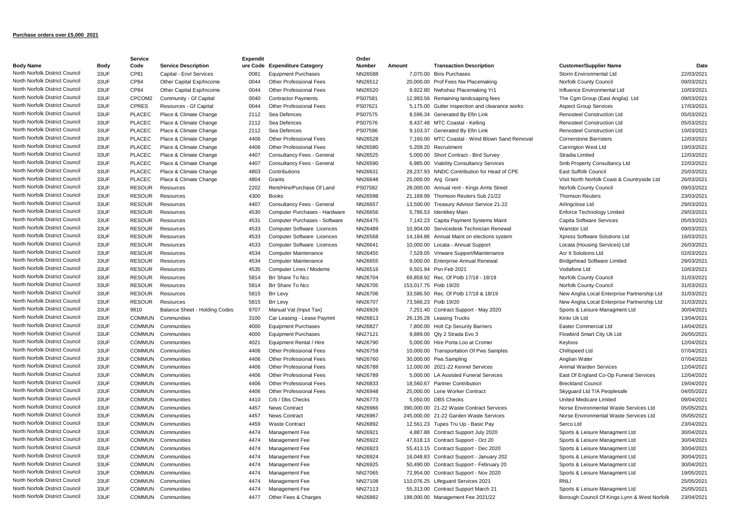**Purchase orders over £5,000  2021**

| Body Name | Body | Service Code | Service Description | Expenditure Code | Expenditure Category | Order Number | Amount | Transaction Description | Customer/Supplier Name | Date |
|---|---|---|---|---|---|---|---|---|---|---|
| North Norfolk District Council | 33UF | CP81 | Capital - Envl Services | 0081 | Equipment Purchases | NN26588 | 7,070.00 | Bins Purchases | Storm Environmental Ltd | 22/03/2021 |
| North Norfolk District Council | 33UF | CP84 | Other Capital Exp/Income | 0044 | Other Professional Fees | NN26512 | 20,000.00 | Prof Fees Nw Placemaking | Norfolk County Council | 09/03/2021 |
| North Norfolk District Council | 33UF | CP84 | Other Capital Exp/Income | 0044 | Other Professional Fees | NN26520 | 9,922.80 | Nwhshaz Placemaking Yr1 | Influence Environmental Ltd | 10/03/2021 |
| North Norfolk District Council | 33UF | CPCOM2 | Community - Gf Capital | 0040 | Contractor Payments | PS07581 | 12,993.56 | Remaining landcsaping fees | The Cgm Group (East Anglia) Ltd | 09/03/2021 |
| North Norfolk District Council | 33UF | CPRES | Resources - Gf Capital | 0044 | Other Professional Fees | PS07621 | 5,175.00 | Gutter inspection and clearance works | Aspect Group Services | 17/03/2021 |
| North Norfolk District Council | 33UF | PLACEC | Place & Climate Change | 2112 | Sea Defences | PS07575 | 8,596.34 | Generated By Efin Link | Renosteel Construction Ltd | 05/03/2021 |
| North Norfolk District Council | 33UF | PLACEC | Place & Climate Change | 2112 | Sea Defences | PS07576 | 8,437.48 | MTC Coastal - Kelling | Renosteel Construction Ltd | 05/03/2021 |
| North Norfolk District Council | 33UF | PLACEC | Place & Climate Change | 2112 | Sea Defences | PS07596 | 9,103.37 | Generated By Efin Link | Renosteel Construction Ltd | 10/03/2021 |
| North Norfolk District Council | 33UF | PLACEC | Place & Climate Change | 4406 | Other Professional Fees | NN26528 | 7,160.00 | MTC Coastal - Wind Blown Sand Removal | Cornerstone Barristers | 12/03/2021 |
| North Norfolk District Council | 33UF | PLACEC | Place & Climate Change | 4406 | Other Professional Fees | NN26580 | 5,209.20 | Recruitment | Carrington West Ltd | 19/03/2021 |
| North Norfolk District Council | 33UF | PLACEC | Place & Climate Change | 4407 | Consultancy Fees - General | NN26525 | 5,000.00 | Short Contract - Bird Survey | Stradia Limited | 12/03/2021 |
| North Norfolk District Council | 33UF | PLACEC | Place & Climate Change | 4407 | Consultancy Fees - General | NN26590 | 6,985.00 | Viability Consultancy Services | Smb Property Consultancy Ltd | 22/03/2021 |
| North Norfolk District Council | 33UF | PLACEC | Place & Climate Change | 4803 | Contributions | NN26631 | 28,237.93 | NNDC Contribution for Head of CPE | East Suffolk Council | 25/03/2021 |
| North Norfolk District Council | 33UF | PLACEC | Place & Climate Change | 4804 | Grants | NN26648 | 25,000.00 | Arg Grant | Visit North Norfolk Coast & Countryside Ltd | 26/03/2021 |
| North Norfolk District Council | 33UF | RESOUR | Resources | 2202 | Rent/Hire/Purchase Of Land | PS07582 | 28,000.00 | Annual rent - Kings Arms Street | Norfolk County Council | 09/03/2021 |
| North Norfolk District Council | 33UF | RESOUR | Resources | 4300 | Books | NN26598 | 21,169.99 | Thomson Reuters Sub 21/22 | Thomson Reuters | 23/03/2021 |
| North Norfolk District Council | 33UF | RESOUR | Resources | 4407 | Consultancy Fees - General | NN26657 | 13,500.00 | Treasury Advisor Service 21-22 | Arlingclose Ltd | 29/03/2021 |
| North Norfolk District Council | 33UF | RESOUR | Resources | 4530 | Computer Purchases - Hardware | NN26656 | 5,786.53 | Identikey Main | Enforce Technology Limited | 29/03/2021 |
| North Norfolk District Council | 33UF | RESOUR | Resources | 4531 | Computer Purchases - Software | NN26475 | 7,142.23 | Capita Payment Systems Maint | Capita Software Services | 05/03/2021 |
| North Norfolk District Council | 33UF | RESOUR | Resources | 4533 | Computer Software Licences | NN26489 | 10,904.00 | Servicedesk Technician Renewal | Wanstor Ltd | 09/03/2021 |
| North Norfolk District Council | 33UF | RESOUR | Resources | 4533 | Computer Software Licences | NN26568 | 14,184.86 | Annual Maint on elections system | Xpress Software Solutions Ltd | 16/03/2021 |
| North Norfolk District Council | 33UF | RESOUR | Resources | 4533 | Computer Software Licences | NN26641 | 10,000.00 | Locata - Annual Support | Locata (Housing Services) Ltd | 26/03/2021 |
| North Norfolk District Council | 33UF | RESOUR | Resources | 4534 | Computer Maintenance | NN26455 | 7,529.05 | Vmware Support/Maintenance | Acr It Solutions Ltd | 02/03/2021 |
| North Norfolk District Council | 33UF | RESOUR | Resources | 4534 | Computer Maintenance | NN26655 | 9,000.00 | Enterprise Annual Renewal | Bridgehead Software Limited | 29/03/2021 |
| North Norfolk District Council | 33UF | RESOUR | Resources | 4535 | Computer Lines / Modems | NN26516 | 9,501.94 | Psn Feb 2021 | Vodafone Ltd | 10/03/2021 |
| North Norfolk District Council | 33UF | RESOUR | Resources | 5814 | Brr Share To Ncc | NN26704 | 69,859.92 | Rec. Of Potb 17/18 - 18/19 | Norfolk County Council | 31/03/2021 |
| North Norfolk District Council | 33UF | RESOUR | Resources | 5814 | Brr Share To Ncc | NN26705 | 153,017.75 | Potb 19/20 | Norfolk County Council | 31/03/2021 |
| North Norfolk District Council | 33UF | RESOUR | Resources | 5815 | Brr Levy | NN26706 | 33,586.50 | Rec. Of Potb 17/18 & 18/19 | New Anglia Local Enterprise Partnership Ltd | 31/03/2021 |
| North Norfolk District Council | 33UF | RESOUR | Resources | 5815 | Brr Levy | NN26707 | 73,566.23 | Potb 19/20 | New Anglia Local Enterprise Partnership Ltd | 31/03/2021 |
| North Norfolk District Council | 33UF | 9810 | Balance Sheet - Holding Codes | 9707 | Manual Vat (Input Tax) | NN26926 | 7,251.40 | Contract Support - May 2020 | Sports & Leisure Managment Ltd | 30/04/2021 |
| North Norfolk District Council | 33UF | COMMUN | Communities | 3100 | Car Leasing - Lease Paymnt | NN26813 | 26,135.28 | Leasing Trucks | Kinto Uk Ltd | 13/04/2021 |
| North Norfolk District Council | 33UF | COMMUN | Communities | 4000 | Equipment Purchases | NN26827 | 7,800.00 | Holt Cp Security Barriers | Easter Commercial Ltd | 14/04/2021 |
| North Norfolk District Council | 33UF | COMMUN | Communities | 4000 | Equipment Purchases | NN27121 | 9,889.00 | Qty 2 Strada Evo 3 | Flowbird Smart City Uk Ltd | 26/05/2021 |
| North Norfolk District Council | 33UF | COMMUN | Communities | 4021 | Equipment Rental / Hire | NN26790 | 5,000.00 | Hire Porta Loo at Cromer | Keyloos | 12/04/2021 |
| North Norfolk District Council | 33UF | COMMUN | Communities | 4406 | Other Professional Fees | NN26759 | 10,000.00 | Transportation Of Pws Samples | Chillspeed Ltd | 07/04/2021 |
| North Norfolk District Council | 33UF | COMMUN | Communities | 4406 | Other Professional Fees | NN26760 | 30,000.00 | Pws Sampling | Anglian Water | 07/04/2021 |
| North Norfolk District Council | 33UF | COMMUN | Communities | 4406 | Other Professional Fees | NN26788 | 12,000.00 | 2021-22 Kennel Services | Animal Warden Services | 12/04/2021 |
| North Norfolk District Council | 33UF | COMMUN | Communities | 4406 | Other Professional Fees | NN26789 | 5,000.00 | LA Assisted Funeral Services | East Of England Co-Op Funeral Services | 12/04/2021 |
| North Norfolk District Council | 33UF | COMMUN | Communities | 4406 | Other Professional Fees | NN26833 | 18,560.67 | Partner Contribution | Breckland Council | 19/04/2021 |
| North Norfolk District Council | 33UF | COMMUN | Communities | 4406 | Other Professional Fees | NN26948 | 25,000.00 | Lone Worker Contract | Skyguard Ltd T/A Peoplesafe | 04/05/2021 |
| North Norfolk District Council | 33UF | COMMUN | Communities | 4410 | Crb / Dbs Checks | NN26773 | 5,050.00 | DBS Checks | United Medicare Limited | 09/04/2021 |
| North Norfolk District Council | 33UF | COMMUN | Communities | 4457 | News Contract | NN26966 | 390,000.00 | 21-22 Waste Contract Services | Norse Environmental Waste Services Ltd | 05/05/2021 |
| North Norfolk District Council | 33UF | COMMUN | Communities | 4457 | News Contract | NN26967 | 245,000.00 | 21-22 Garden Waste Services | Norse Environmental Waste Services Ltd | 05/05/2021 |
| North Norfolk District Council | 33UF | COMMUN | Communities | 4459 | Waste Contract | NN26892 | 12,561.23 | Tupes Tru Up - Basic Pay | Serco Ltd | 23/04/2021 |
| North Norfolk District Council | 33UF | COMMUN | Communities | 4474 | Management Fee | NN26921 | 4,887.88 | Contract Support July 2020 | Sports & Leisure Managment Ltd | 30/04/2021 |
| North Norfolk District Council | 33UF | COMMUN | Communities | 4474 | Management Fee | NN26922 | 47,618.13 | Contract Support - Oct 20 | Sports & Leisure Managment Ltd | 30/04/2021 |
| North Norfolk District Council | 33UF | COMMUN | Communities | 4474 | Management Fee | NN26923 | 55,413.15 | Contract Support - Dec 2020 | Sports & Leisure Managment Ltd | 30/04/2021 |
| North Norfolk District Council | 33UF | COMMUN | Communities | 4474 | Management Fee | NN26924 | 16,048.83 | Contract Support - January 202 | Sports & Leisure Managment Ltd | 30/04/2021 |
| North Norfolk District Council | 33UF | COMMUN | Communities | 4474 | Management Fee | NN26925 | 50,490.00 | Contract Support - February 20 | Sports & Leisure Managment Ltd | 30/04/2021 |
| North Norfolk District Council | 33UF | COMMUN | Communities | 4474 | Management Fee | NN27065 | 72,954.00 | Contract Support - Nov 2020 | Sports & Leisure Managment Ltd | 19/05/2021 |
| North Norfolk District Council | 33UF | COMMUN | Communities | 4474 | Management Fee | NN27108 | 110,076.25 | Lifeguard Services 2021 | RNLI | 25/05/2021 |
| North Norfolk District Council | 33UF | COMMUN | Communities | 4474 | Management Fee | NN27113 | 55,313.00 | Contract Support March 21 | Sports & Leisure Managment Ltd | 25/05/2021 |
| North Norfolk District Council | 33UF | COMMUN | Communities | 4477 | Other Fees & Charges | NN26882 | 198,000.00 | Management Fee 2021/22 | Borough Council Of Kings Lynn & West Norfolk | 23/04/2021 |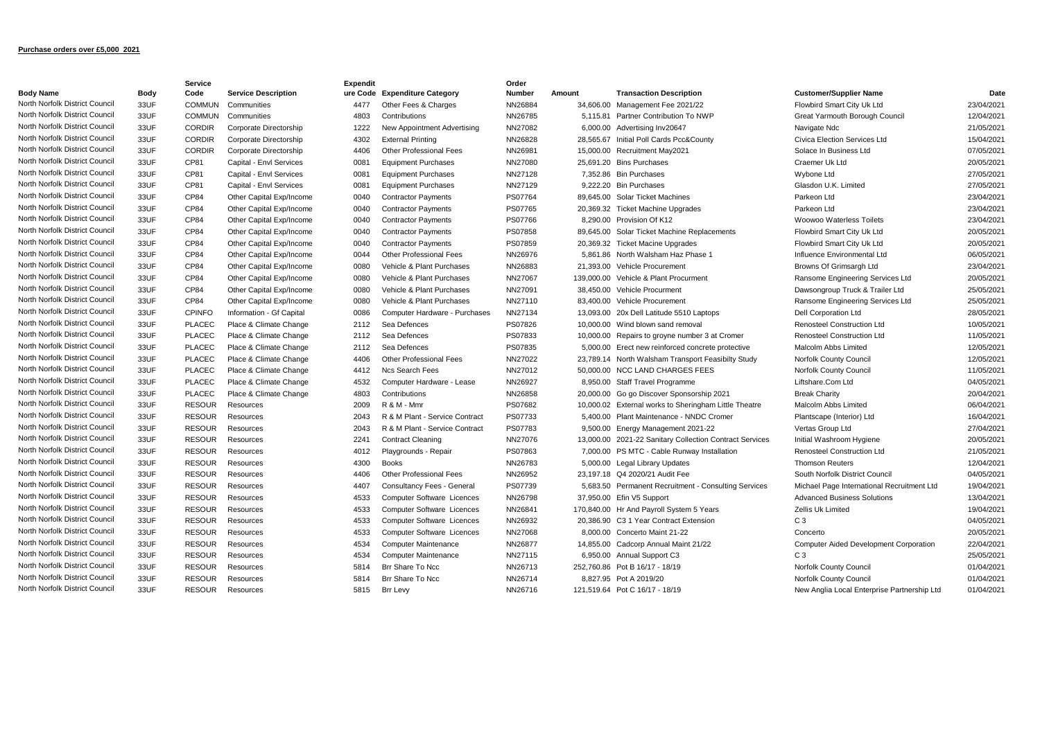**Purchase orders over £5,000 2021**

| Body Name | Body | Service Code | Service Description | Expenditure Code | Expenditure Category | Order Number | Amount | Transaction Description | Customer/Supplier Name | Date |
|---|---|---|---|---|---|---|---|---|---|---|
| North Norfolk District Council | 33UF | COMMUN | Communities | 4477 | Other Fees & Charges | NN26884 | 34,606.00 | Management Fee 2021/22 | Flowbird Smart City Uk Ltd | 23/04/2021 |
| North Norfolk District Council | 33UF | COMMUN | Communities | 4803 | Contributions | NN26785 | 5,115.81 | Partner Contribution To NWP | Great Yarmouth Borough Council | 12/04/2021 |
| North Norfolk District Council | 33UF | CORDIR | Corporate Directorship | 1222 | New Appointment Advertising | NN27082 | 6,000.00 | Advertising Inv20647 | Navigate Ndc | 21/05/2021 |
| North Norfolk District Council | 33UF | CORDIR | Corporate Directorship | 4302 | External Printing | NN26828 | 28,565.67 | Initial Poll Cards Pcc&County | Civica Election Services Ltd | 15/04/2021 |
| North Norfolk District Council | 33UF | CORDIR | Corporate Directorship | 4406 | Other Professional Fees | NN26981 | 15,000.00 | Recruitment May2021 | Solace In Business Ltd | 07/05/2021 |
| North Norfolk District Council | 33UF | CP81 | Capital - Envl Services | 0081 | Equipment Purchases | NN27080 | 25,691.20 | Bins Purchases | Craemer Uk Ltd | 20/05/2021 |
| North Norfolk District Council | 33UF | CP81 | Capital - Envl Services | 0081 | Equipment Purchases | NN27128 | 7,352.86 | Bin Purchases | Wybone Ltd | 27/05/2021 |
| North Norfolk District Council | 33UF | CP81 | Capital - Envl Services | 0081 | Equipment Purchases | NN27129 | 9,222.20 | Bin Purchases | Glasdon U.K. Limited | 27/05/2021 |
| North Norfolk District Council | 33UF | CP84 | Other Capital Exp/Income | 0040 | Contractor Payments | PS07764 | 89,645.00 | Solar Ticket Machines | Parkeon Ltd | 23/04/2021 |
| North Norfolk District Council | 33UF | CP84 | Other Capital Exp/Income | 0040 | Contractor Payments | PS07765 | 20,369.32 | Ticket Machine Upgrades | Parkeon Ltd | 23/04/2021 |
| North Norfolk District Council | 33UF | CP84 | Other Capital Exp/Income | 0040 | Contractor Payments | PS07766 | 8,290.00 | Provision Of K12 | Woowoo Waterless Toilets | 23/04/2021 |
| North Norfolk District Council | 33UF | CP84 | Other Capital Exp/Income | 0040 | Contractor Payments | PS07858 | 89,645.00 | Solar Ticket Machine Replacements | Flowbird Smart City Uk Ltd | 20/05/2021 |
| North Norfolk District Council | 33UF | CP84 | Other Capital Exp/Income | 0040 | Contractor Payments | PS07859 | 20,369.32 | Ticket Macine Upgrades | Flowbird Smart City Uk Ltd | 20/05/2021 |
| North Norfolk District Council | 33UF | CP84 | Other Capital Exp/Income | 0044 | Other Professional Fees | NN26976 | 5,861.86 | North Walsham Haz Phase 1 | Influence Environmental Ltd | 06/05/2021 |
| North Norfolk District Council | 33UF | CP84 | Other Capital Exp/Income | 0080 | Vehicle & Plant Purchases | NN26883 | 21,393.00 | Vehicle Procurement | Browns Of Grimsargh Ltd | 23/04/2021 |
| North Norfolk District Council | 33UF | CP84 | Other Capital Exp/Income | 0080 | Vehicle & Plant Purchases | NN27067 | 139,000.00 | Vehicle & Plant Procurment | Ransome Engineering Services Ltd | 20/05/2021 |
| North Norfolk District Council | 33UF | CP84 | Other Capital Exp/Income | 0080 | Vehicle & Plant Purchases | NN27091 | 38,450.00 | Vehicle Procurment | Dawsongroup Truck & Trailer Ltd | 25/05/2021 |
| North Norfolk District Council | 33UF | CP84 | Other Capital Exp/Income | 0080 | Vehicle & Plant Purchases | NN27110 | 83,400.00 | Vehicle Procurement | Ransome Engineering Services Ltd | 25/05/2021 |
| North Norfolk District Council | 33UF | CPINFO | Information - Gf Capital | 0086 | Computer Hardware - Purchases | NN27134 | 13,093.00 | 20x Dell Latitude 5510 Laptops | Dell Corporation Ltd | 28/05/2021 |
| North Norfolk District Council | 33UF | PLACEC | Place & Climate Change | 2112 | Sea Defences | PS07826 | 10,000.00 | Wind blown sand removal | Renosteel Construction Ltd | 10/05/2021 |
| North Norfolk District Council | 33UF | PLACEC | Place & Climate Change | 2112 | Sea Defences | PS07833 | 10,000.00 | Repairs to groyne number 3 at Cromer | Renosteel Construction Ltd | 11/05/2021 |
| North Norfolk District Council | 33UF | PLACEC | Place & Climate Change | 2112 | Sea Defences | PS07835 | 5,000.00 | Erect new reinforced concrete protective | Malcolm Abbs Limited | 12/05/2021 |
| North Norfolk District Council | 33UF | PLACEC | Place & Climate Change | 4406 | Other Professional Fees | NN27022 | 23,789.14 | North Walsham Transport Feasibilty Study | Norfolk County Council | 12/05/2021 |
| North Norfolk District Council | 33UF | PLACEC | Place & Climate Change | 4412 | Ncs Search Fees | NN27012 | 50,000.00 | NCC LAND CHARGES FEES | Norfolk County Council | 11/05/2021 |
| North Norfolk District Council | 33UF | PLACEC | Place & Climate Change | 4532 | Computer Hardware - Lease | NN26927 | 8,950.00 | Staff Travel Programme | Liftshare.Com Ltd | 04/05/2021 |
| North Norfolk District Council | 33UF | PLACEC | Place & Climate Change | 4803 | Contributions | NN26858 | 20,000.00 | Go go Discover Sponsorship 2021 | Break Charity | 20/04/2021 |
| North Norfolk District Council | 33UF | RESOUR | Resources | 2009 | R & M - Mmr | PS07682 | 10,000.02 | External works to Sheringham Little Theatre | Malcolm Abbs Limited | 06/04/2021 |
| North Norfolk District Council | 33UF | RESOUR | Resources | 2043 | R & M Plant - Service Contract | PS07733 | 5,400.00 | Plant Maintenance - NNDC Cromer | Plantscape (Interior) Ltd | 16/04/2021 |
| North Norfolk District Council | 33UF | RESOUR | Resources | 2043 | R & M Plant - Service Contract | PS07783 | 9,500.00 | Energy Management 2021-22 | Vertas Group Ltd | 27/04/2021 |
| North Norfolk District Council | 33UF | RESOUR | Resources | 2241 | Contract Cleaning | NN27076 | 13,000.00 | 2021-22 Sanitary Collection Contract Services | Initial Washroom Hygiene | 20/05/2021 |
| North Norfolk District Council | 33UF | RESOUR | Resources | 4012 | Playgrounds - Repair | PS07863 | 7,000.00 | PS MTC - Cable Runway Installation | Renosteel Construction Ltd | 21/05/2021 |
| North Norfolk District Council | 33UF | RESOUR | Resources | 4300 | Books | NN26783 | 5,000.00 | Legal Library Updates | Thomson Reuters | 12/04/2021 |
| North Norfolk District Council | 33UF | RESOUR | Resources | 4406 | Other Professional Fees | NN26952 | 23,197.18 | Q4 2020/21 Audit Fee | South Norfolk District Council | 04/05/2021 |
| North Norfolk District Council | 33UF | RESOUR | Resources | 4407 | Consultancy Fees - General | PS07739 | 5,683.50 | Permanent Recruitment - Consulting Services | Michael Page International Recruitment Ltd | 19/04/2021 |
| North Norfolk District Council | 33UF | RESOUR | Resources | 4533 | Computer Software Licences | NN26798 | 37,950.00 | Efin V5 Support | Advanced Business Solutions | 13/04/2021 |
| North Norfolk District Council | 33UF | RESOUR | Resources | 4533 | Computer Software Licences | NN26841 | 170,840.00 | Hr And Payroll System 5 Years | Zellis Uk Limited | 19/04/2021 |
| North Norfolk District Council | 33UF | RESOUR | Resources | 4533 | Computer Software Licences | NN26932 | 20,386.90 | C3 1 Year Contract Extension | C 3 | 04/05/2021 |
| North Norfolk District Council | 33UF | RESOUR | Resources | 4533 | Computer Software Licences | NN27068 | 8,000.00 | Concerto Maint 21-22 | Concerto | 20/05/2021 |
| North Norfolk District Council | 33UF | RESOUR | Resources | 4534 | Computer Maintenance | NN26877 | 14,855.00 | Cadcorp Annual Maint 21/22 | Computer Aided Development Corporation | 22/04/2021 |
| North Norfolk District Council | 33UF | RESOUR | Resources | 4534 | Computer Maintenance | NN27115 | 6,950.00 | Annual Support C3 | C 3 | 25/05/2021 |
| North Norfolk District Council | 33UF | RESOUR | Resources | 5814 | Brr Share To Ncc | NN26713 | 252,760.86 | Pot B 16/17 - 18/19 | Norfolk County Council | 01/04/2021 |
| North Norfolk District Council | 33UF | RESOUR | Resources | 5814 | Brr Share To Ncc | NN26714 | 8,827.95 | Pot A 2019/20 | Norfolk County Council | 01/04/2021 |
| North Norfolk District Council | 33UF | RESOUR | Resources | 5815 | Brr Levy | NN26716 | 121,519.64 | Pot C 16/17 - 18/19 | New Anglia Local Enterprise Partnership Ltd | 01/04/2021 |